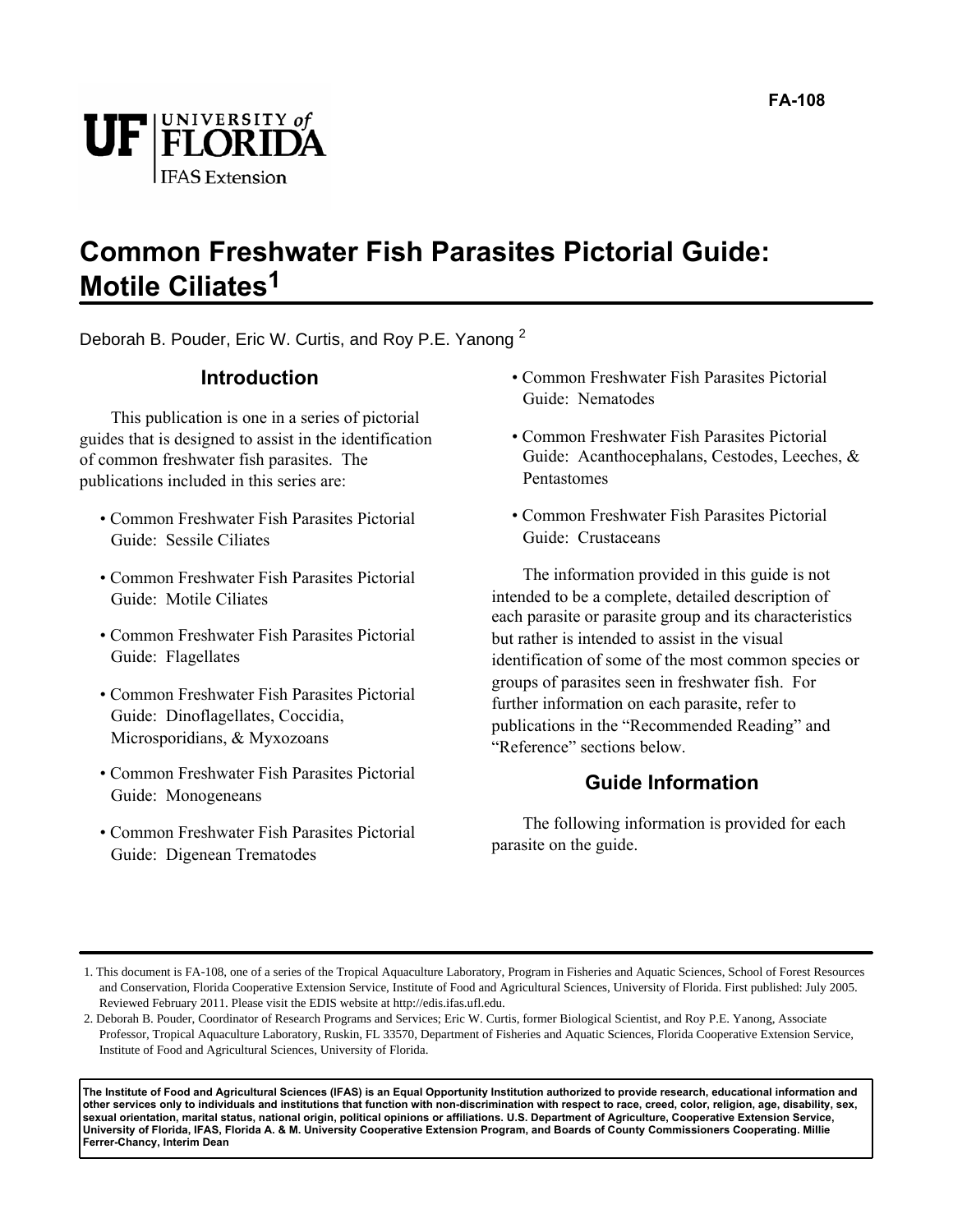FA-108

UF | UNIVERSITY of FLORIDA | IFAS Extension

# Common Freshwater Fish Parasites Pictorial Guide: Motile Ciliates[1]

Deborah B. Pouder, Eric W. Curtis, and Roy P.E. Yanong [2]

## Introduction

This publication is one in a series of pictorial guides that is designed to assist in the identification of common freshwater fish parasites. The publications included in this series are:

- Common Freshwater Fish Parasites Pictorial Guide: Sessile Ciliates
- Common Freshwater Fish Parasites Pictorial Guide: Motile Ciliates
- Common Freshwater Fish Parasites Pictorial Guide: Flagellates
- Common Freshwater Fish Parasites Pictorial Guide: Dinoflagellates, Coccidia, Microsporidians, & Myxozoans
- Common Freshwater Fish Parasites Pictorial Guide: Monogeneans
- Common Freshwater Fish Parasites Pictorial Guide: Digenean Trematodes
- Common Freshwater Fish Parasites Pictorial Guide: Nematodes
- Common Freshwater Fish Parasites Pictorial Guide: Acanthocephalans, Cestodes, Leeches, & Pentastomes
- Common Freshwater Fish Parasites Pictorial Guide: Crustaceans

The information provided in this guide is not intended to be a complete, detailed description of each parasite or parasite group and its characteristics but rather is intended to assist in the visual identification of some of the most common species or groups of parasites seen in freshwater fish. For further information on each parasite, refer to publications in the "Recommended Reading" and "Reference" sections below.

## Guide Information

The following information is provided for each parasite on the guide.

---

1. This document is FA-108, one of a series of the Tropical Aquaculture Laboratory, Program in Fisheries and Aquatic Sciences, School of Forest Resources and Conservation, Florida Cooperative Extension Service, Institute of Food and Agricultural Sciences, University of Florida. First published: July 2005. Reviewed February 2011. Please visit the EDIS website at http://edis.ifas.ufl.edu.

2. Deborah B. Pouder, Coordinator of Research Programs and Services; Eric W. Curtis, former Biological Scientist, and Roy P.E. Yanong, Associate Professor, Tropical Aquaculture Laboratory, Ruskin, FL 33570, Department of Fisheries and Aquatic Sciences, Florida Cooperative Extension Service, Institute of Food and Agricultural Sciences, University of Florida.

**The Institute of Food and Agricultural Sciences (IFAS) is an Equal Opportunity Institution authorized to provide research, educational information and other services only to individuals and institutions that function with non-discrimination with respect to race, creed, color, religion, age, disability, sex, sexual orientation, marital status, national origin, political opinions or affiliations. U.S. Department of Agriculture, Cooperative Extension Service, University of Florida, IFAS, Florida A. & M. University Cooperative Extension Program, and Boards of County Commissioners Cooperating. Millie Ferrer-Chancy, Interim Dean**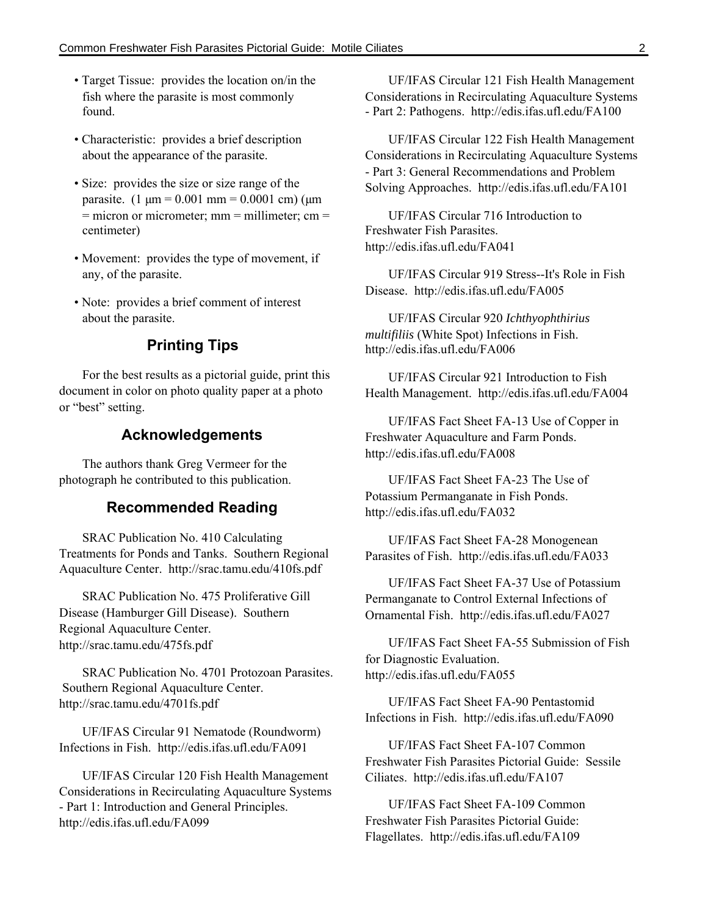- Target Tissue: provides the location on/in the fish where the parasite is most commonly found.
- Characteristic: provides a brief description about the appearance of the parasite.
- Size: provides the size or size range of the parasite. (1 µm = 0.001 mm = 0.0001 cm) (µm = micron or micrometer; mm = millimeter; cm = centimeter)
- Movement: provides the type of movement, if any, of the parasite.
- Note: provides a brief comment of interest about the parasite.

## Printing Tips

For the best results as a pictorial guide, print this document in color on photo quality paper at a photo or "best" setting.

## Acknowledgements

The authors thank Greg Vermeer for the photograph he contributed to this publication.

## Recommended Reading

SRAC Publication No. 410 Calculating Treatments for Ponds and Tanks. Southern Regional Aquaculture Center. http://srac.tamu.edu/410fs.pdf

SRAC Publication No. 475 Proliferative Gill Disease (Hamburger Gill Disease). Southern Regional Aquaculture Center. http://srac.tamu.edu/475fs.pdf

SRAC Publication No. 4701 Protozoan Parasites. Southern Regional Aquaculture Center. http://srac.tamu.edu/4701fs.pdf

UF/IFAS Circular 91 Nematode (Roundworm) Infections in Fish. http://edis.ifas.ufl.edu/FA091

UF/IFAS Circular 120 Fish Health Management Considerations in Recirculating Aquaculture Systems - Part 1: Introduction and General Principles. http://edis.ifas.ufl.edu/FA099

UF/IFAS Circular 121 Fish Health Management Considerations in Recirculating Aquaculture Systems - Part 2: Pathogens. http://edis.ifas.ufl.edu/FA100

UF/IFAS Circular 122 Fish Health Management Considerations in Recirculating Aquaculture Systems - Part 3: General Recommendations and Problem Solving Approaches. http://edis.ifas.ufl.edu/FA101

UF/IFAS Circular 716 Introduction to Freshwater Fish Parasites. http://edis.ifas.ufl.edu/FA041

UF/IFAS Circular 919 Stress--It's Role in Fish Disease. http://edis.ifas.ufl.edu/FA005

UF/IFAS Circular 920 *Ichthyophthirius multifiliis* (White Spot) Infections in Fish. http://edis.ifas.ufl.edu/FA006

UF/IFAS Circular 921 Introduction to Fish Health Management. http://edis.ifas.ufl.edu/FA004

UF/IFAS Fact Sheet FA-13 Use of Copper in Freshwater Aquaculture and Farm Ponds. http://edis.ifas.ufl.edu/FA008

UF/IFAS Fact Sheet FA-23 The Use of Potassium Permanganate in Fish Ponds. http://edis.ifas.ufl.edu/FA032

UF/IFAS Fact Sheet FA-28 Monogenean Parasites of Fish. http://edis.ifas.ufl.edu/FA033

UF/IFAS Fact Sheet FA-37 Use of Potassium Permanganate to Control External Infections of Ornamental Fish. http://edis.ifas.ufl.edu/FA027

UF/IFAS Fact Sheet FA-55 Submission of Fish for Diagnostic Evaluation. http://edis.ifas.ufl.edu/FA055

UF/IFAS Fact Sheet FA-90 Pentastomid Infections in Fish. http://edis.ifas.ufl.edu/FA090

UF/IFAS Fact Sheet FA-107 Common Freshwater Fish Parasites Pictorial Guide: Sessile Ciliates. http://edis.ifas.ufl.edu/FA107

UF/IFAS Fact Sheet FA-109 Common Freshwater Fish Parasites Pictorial Guide: Flagellates. http://edis.ifas.ufl.edu/FA109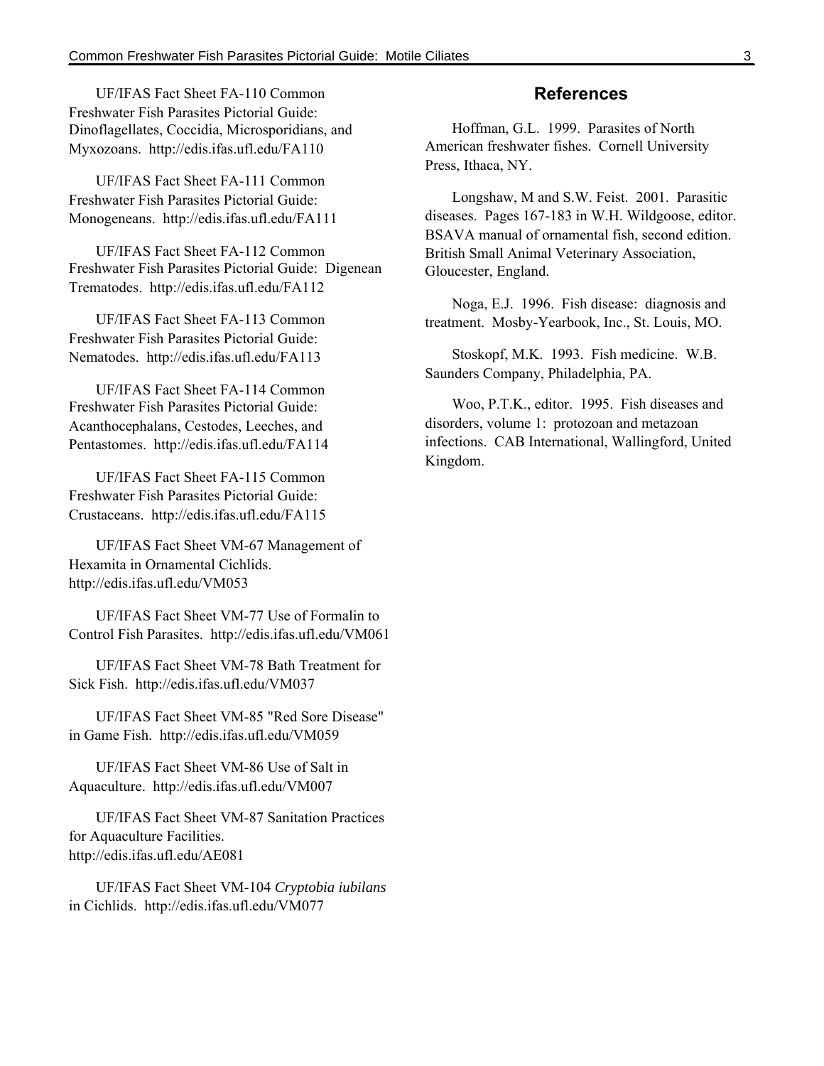UF/IFAS Fact Sheet FA-110 Common Freshwater Fish Parasites Pictorial Guide: Dinoflagellates, Coccidia, Microsporidians, and Myxozoans. http://edis.ifas.ufl.edu/FA110

UF/IFAS Fact Sheet FA-111 Common Freshwater Fish Parasites Pictorial Guide: Monogeneans. http://edis.ifas.ufl.edu/FA111

UF/IFAS Fact Sheet FA-112 Common Freshwater Fish Parasites Pictorial Guide: Digenean Trematodes. http://edis.ifas.ufl.edu/FA112

UF/IFAS Fact Sheet FA-113 Common Freshwater Fish Parasites Pictorial Guide: Nematodes. http://edis.ifas.ufl.edu/FA113

UF/IFAS Fact Sheet FA-114 Common Freshwater Fish Parasites Pictorial Guide: Acanthocephalans, Cestodes, Leeches, and Pentastomes. http://edis.ifas.ufl.edu/FA114

UF/IFAS Fact Sheet FA-115 Common Freshwater Fish Parasites Pictorial Guide: Crustaceans. http://edis.ifas.ufl.edu/FA115

UF/IFAS Fact Sheet VM-67 Management of Hexamita in Ornamental Cichlids. http://edis.ifas.ufl.edu/VM053

UF/IFAS Fact Sheet VM-77 Use of Formalin to Control Fish Parasites. http://edis.ifas.ufl.edu/VM061

UF/IFAS Fact Sheet VM-78 Bath Treatment for Sick Fish. http://edis.ifas.ufl.edu/VM037

UF/IFAS Fact Sheet VM-85 "Red Sore Disease" in Game Fish. http://edis.ifas.ufl.edu/VM059

UF/IFAS Fact Sheet VM-86 Use of Salt in Aquaculture. http://edis.ifas.ufl.edu/VM007

UF/IFAS Fact Sheet VM-87 Sanitation Practices for Aquaculture Facilities. http://edis.ifas.ufl.edu/AE081

UF/IFAS Fact Sheet VM-104 *Cryptobia iubilans* in Cichlids. http://edis.ifas.ufl.edu/VM077

## References

Hoffman, G.L. 1999. Parasites of North American freshwater fishes. Cornell University Press, Ithaca, NY.

Longshaw, M and S.W. Feist. 2001. Parasitic diseases. Pages 167-183 in W.H. Wildgoose, editor. BSAVA manual of ornamental fish, second edition. British Small Animal Veterinary Association, Gloucester, England.

Noga, E.J. 1996. Fish disease: diagnosis and treatment. Mosby-Yearbook, Inc., St. Louis, MO.

Stoskopf, M.K. 1993. Fish medicine. W.B. Saunders Company, Philadelphia, PA.

Woo, P.T.K., editor. 1995. Fish diseases and disorders, volume 1: protozoan and metazoan infections. CAB International, Wallingford, United Kingdom.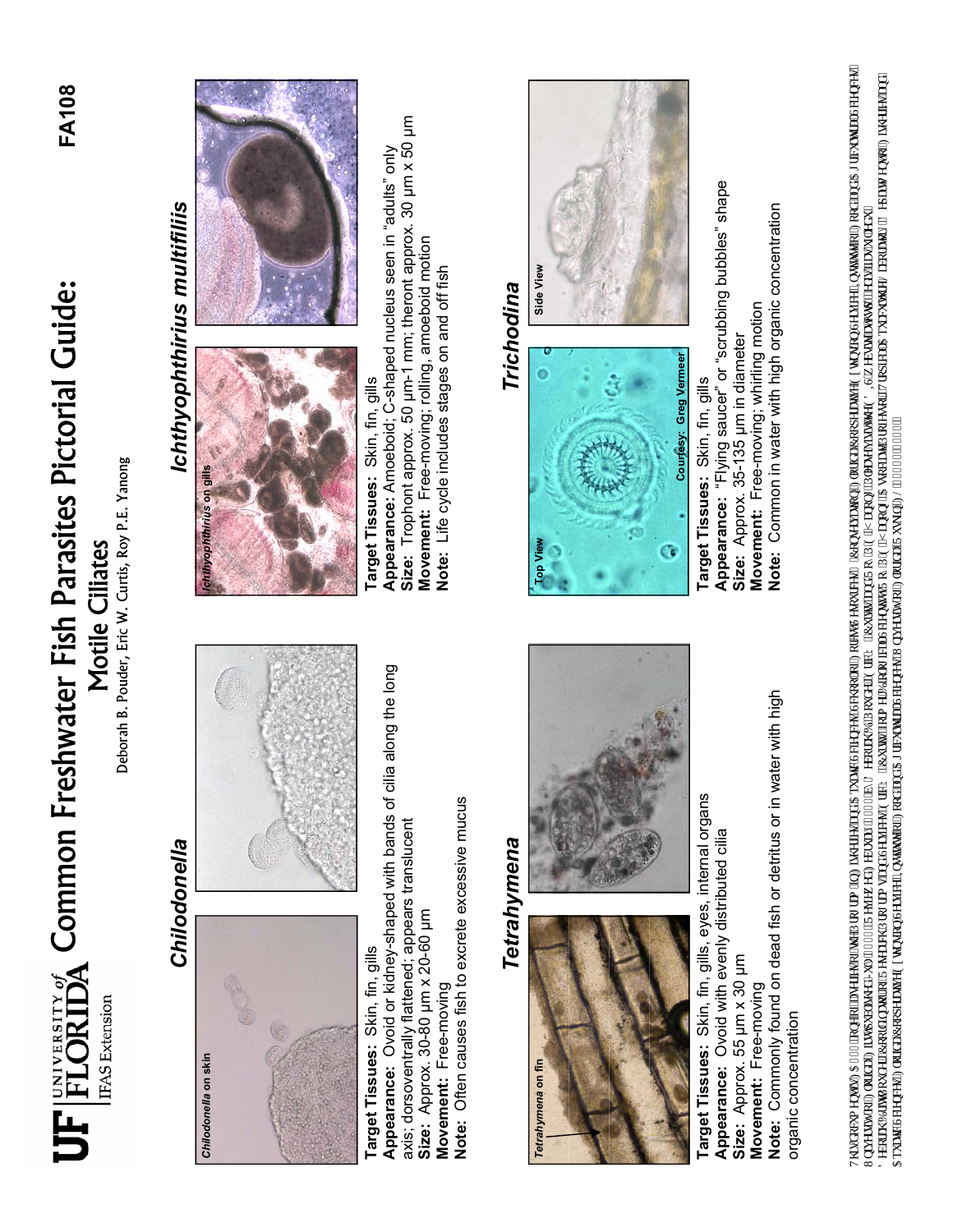FA108

# Common Freshwater Fish Parasites Pictorial Guide:

## Motile Ciliates

Deborah B. Pouder, Eric W. Curtis, Roy P.E. Yanong

### *Chilodonella*

*Chilodonella* on skin

**Target Tissues:** Skin, fin, gills
**Appearance:** Ovoid or kidney-shaped with bands of cilia along the long axis; dorsoventrally flattened; appears translucent
**Size:** Approx. 30-80 µm x 20-60 µm
**Movement:** Free-moving
**Note:** Often causes fish to excrete excessive mucus

### *Ichthyophthirius multifiliis*

*Ichthyophthirius* on gills

**Target Tissues:** Skin, fin, gills
**Appearance:** Amoeboid; C-shaped nucleus seen in "adults" only
**Size:** Trophont approx. 50 µm-1 mm; theront approx. 30 µm x 50 µm
**Movement:** Free-moving; rolling, amoeboid motion
**Note:** Life cycle includes stages on and off fish

### *Tetrahymena*

*Tetrahymena* on fin

**Target Tissues:** Skin, fin, gills, eyes, internal organs
**Appearance:** Ovoid with evenly distributed cilia
**Size:** Approx. 55 µm x 30 µm
**Movement:** Free-moving
**Note:** Commonly found on dead fish or detritus or in water with high organic concentration

### *Trichodina*

Top View — Courtesy: Greg Vermeer

Side View

**Target Tissues:** Skin, fin, gills
**Appearance:** "Flying saucer" or "scrubbing bubbles" shape
**Size:** Approx. 35-135 µm in diameter
**Movement:** Free-moving; whirling motion
**Note:** Common in water with high organic concentration